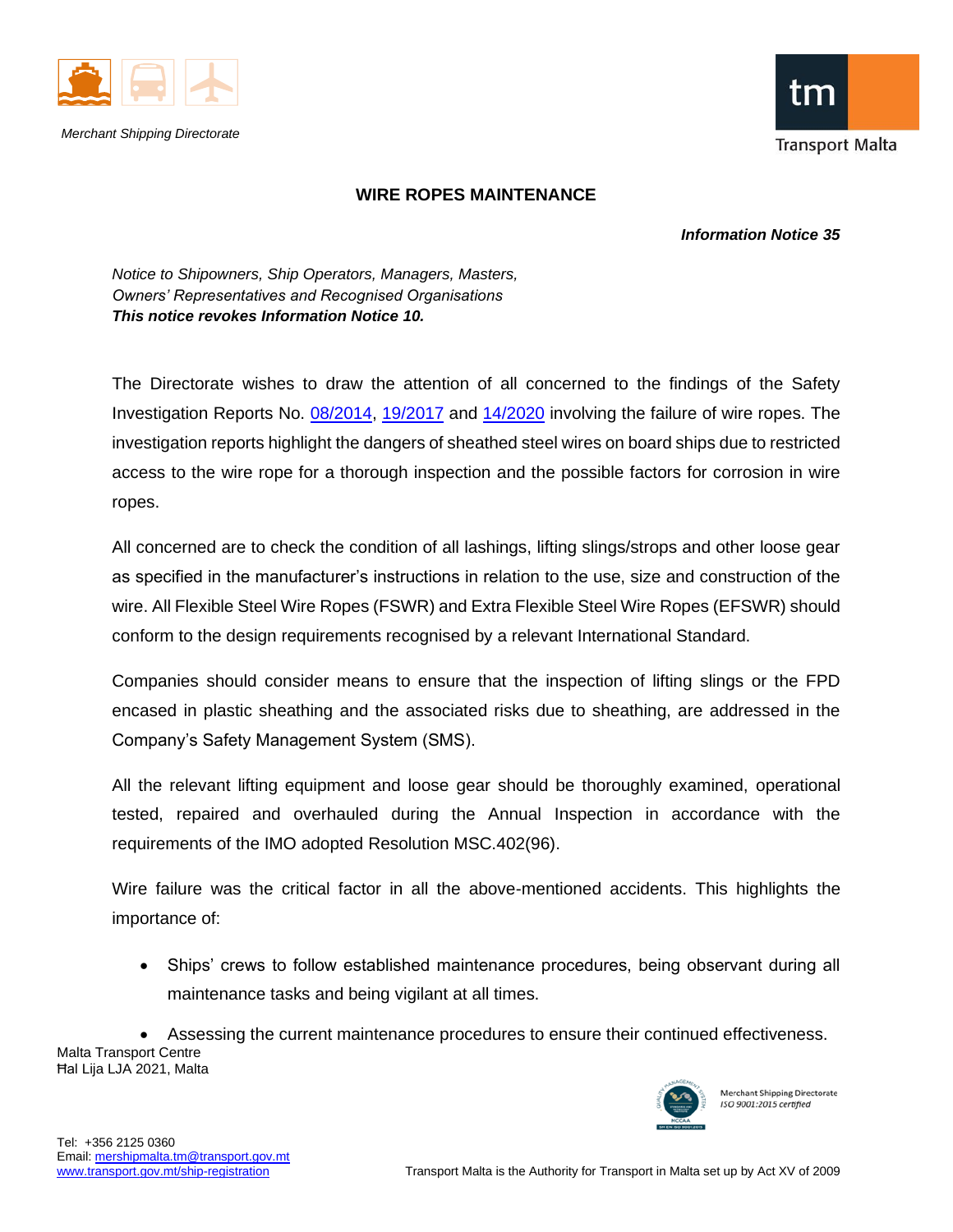Merchant Shipping Directorate

# WIRE ROPES MAINTENANCE

***Information Notice 35***

*Notice to Shipowners, Ship Operators, Managers, Masters, Owners' Representatives and Recognised Organisations*
***This notice revokes Information Notice 10.***

The Directorate wishes to draw the attention of all concerned to the findings of the Safety Investigation Reports No. 08/2014, 19/2017 and 14/2020 involving the failure of wire ropes. The investigation reports highlight the dangers of sheathed steel wires on board ships due to restricted access to the wire rope for a thorough inspection and the possible factors for corrosion in wire ropes.

All concerned are to check the condition of all lashings, lifting slings/strops and other loose gear as specified in the manufacturer's instructions in relation to the use, size and construction of the wire. All Flexible Steel Wire Ropes (FSWR) and Extra Flexible Steel Wire Ropes (EFSWR) should conform to the design requirements recognised by a relevant International Standard.

Companies should consider means to ensure that the inspection of lifting slings or the FPD encased in plastic sheathing and the associated risks due to sheathing, are addressed in the Company's Safety Management System (SMS).

All the relevant lifting equipment and loose gear should be thoroughly examined, operational tested, repaired and overhauled during the Annual Inspection in accordance with the requirements of the IMO adopted Resolution MSC.402(96).

Wire failure was the critical factor in all the above-mentioned accidents. This highlights the importance of:

- Ships' crews to follow established maintenance procedures, being observant during all maintenance tasks and being vigilant at all times.
- Assessing the current maintenance procedures to ensure their continued effectiveness.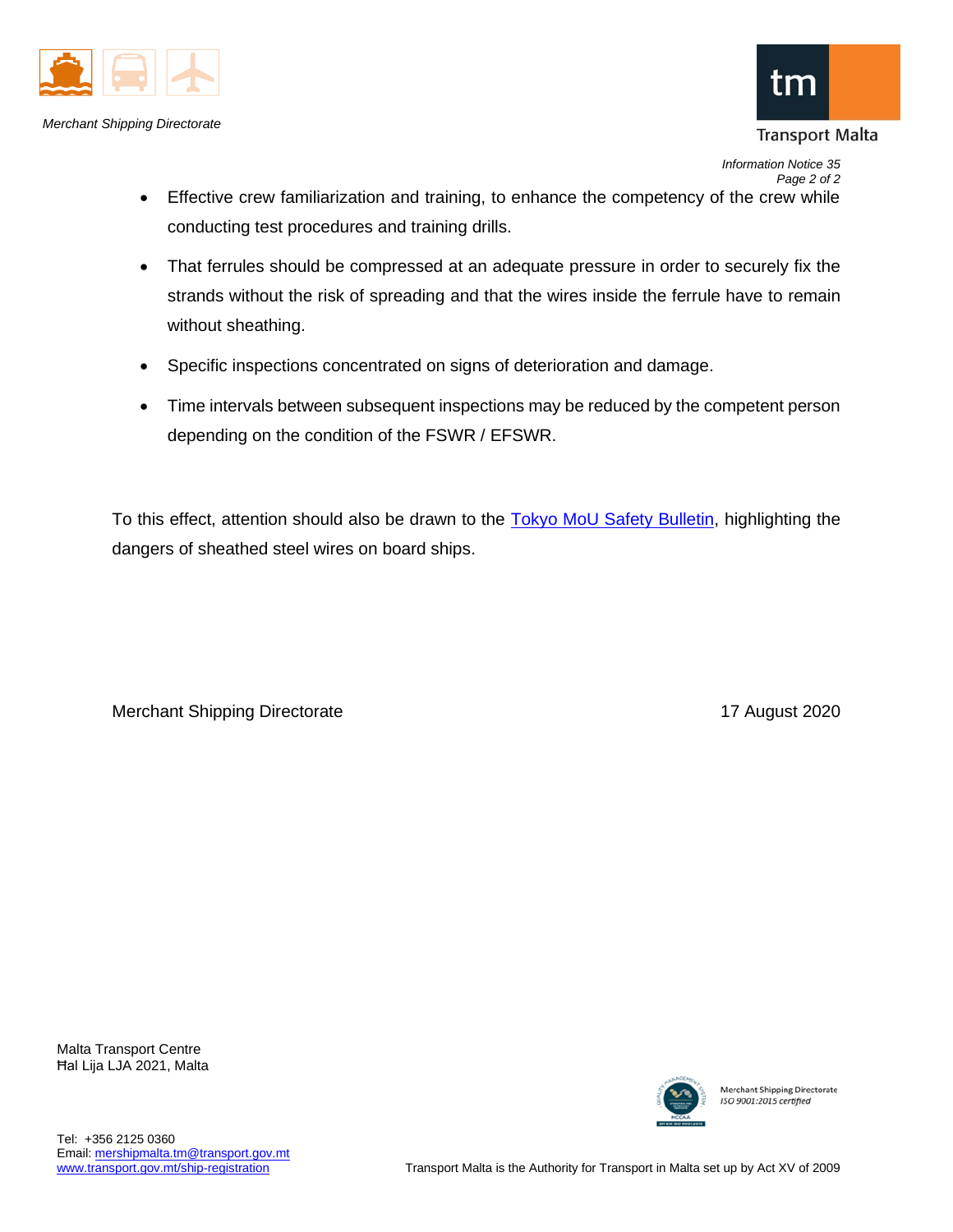- Effective crew familiarization and training, to enhance the competency of the crew while conducting test procedures and training drills.
- That ferrules should be compressed at an adequate pressure in order to securely fix the strands without the risk of spreading and that the wires inside the ferrule have to remain without sheathing.
- Specific inspections concentrated on signs of deterioration and damage.
- Time intervals between subsequent inspections may be reduced by the competent person depending on the condition of the FSWR / EFSWR.

To this effect, attention should also be drawn to the Tokyo MoU Safety Bulletin, highlighting the dangers of sheathed steel wires on board ships.

Merchant Shipping Directorate

17 August 2020